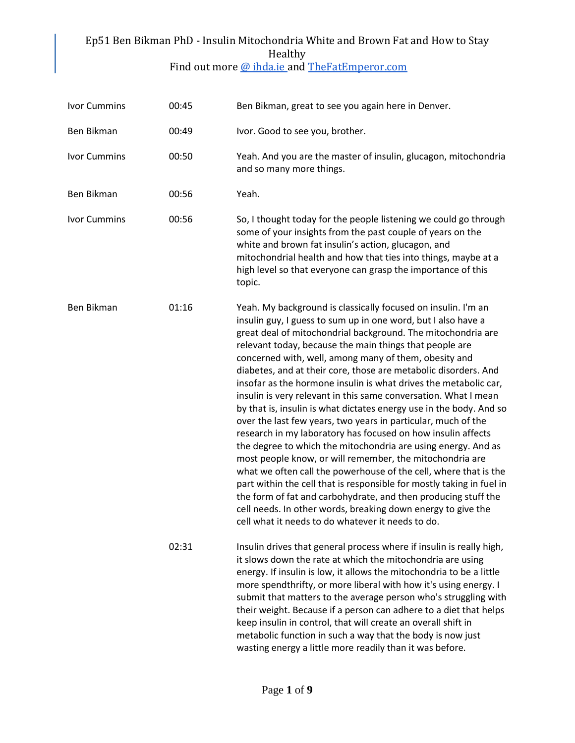# Ep51 Ben Bikman PhD - Insulin Mitochondria White and Brown Fat and How to Stay Healthy

Find out more [@ ihda.ie](http://ihda.ie) and [TheFatEmperor.com](http://TheFatEmperor.com)

| Speaker | Time | Text |
| --- | --- | --- |
| Ivor Cummins | 00:45 | Ben Bikman, great to see you again here in Denver. |
| Ben Bikman | 00:49 | Ivor. Good to see you, brother. |
| Ivor Cummins | 00:50 | Yeah. And you are the master of insulin, glucagon, mitochondria and so many more things. |
| Ben Bikman | 00:56 | Yeah. |
| Ivor Cummins | 00:56 | So, I thought today for the people listening we could go through some of your insights from the past couple of years on the white and brown fat insulin's action, glucagon, and mitochondrial health and how that ties into things, maybe at a high level so that everyone can grasp the importance of this topic. |
| Ben Bikman | 01:16 | Yeah. My background is classically focused on insulin. I'm an insulin guy, I guess to sum up in one word, but I also have a great deal of mitochondrial background. The mitochondria are relevant today, because the main things that people are concerned with, well, among many of them, obesity and diabetes, and at their core, those are metabolic disorders. And insofar as the hormone insulin is what drives the metabolic car, insulin is very relevant in this same conversation. What I mean by that is, insulin is what dictates energy use in the body. And so over the last few years, two years in particular, much of the research in my laboratory has focused on how insulin affects the degree to which the mitochondria are using energy. And as most people know, or will remember, the mitochondria are what we often call the powerhouse of the cell, where that is the part within the cell that is responsible for mostly taking in fuel in the form of fat and carbohydrate, and then producing stuff the cell needs. In other words, breaking down energy to give the cell what it needs to do whatever it needs to do. |
| | 02:31 | Insulin drives that general process where if insulin is really high, it slows down the rate at which the mitochondria are using energy. If insulin is low, it allows the mitochondria to be a little more spendthrifty, or more liberal with how it's using energy. I submit that matters to the average person who's struggling with their weight. Because if a person can adhere to a diet that helps keep insulin in control, that will create an overall shift in metabolic function in such a way that the body is now just wasting energy a little more readily than it was before. |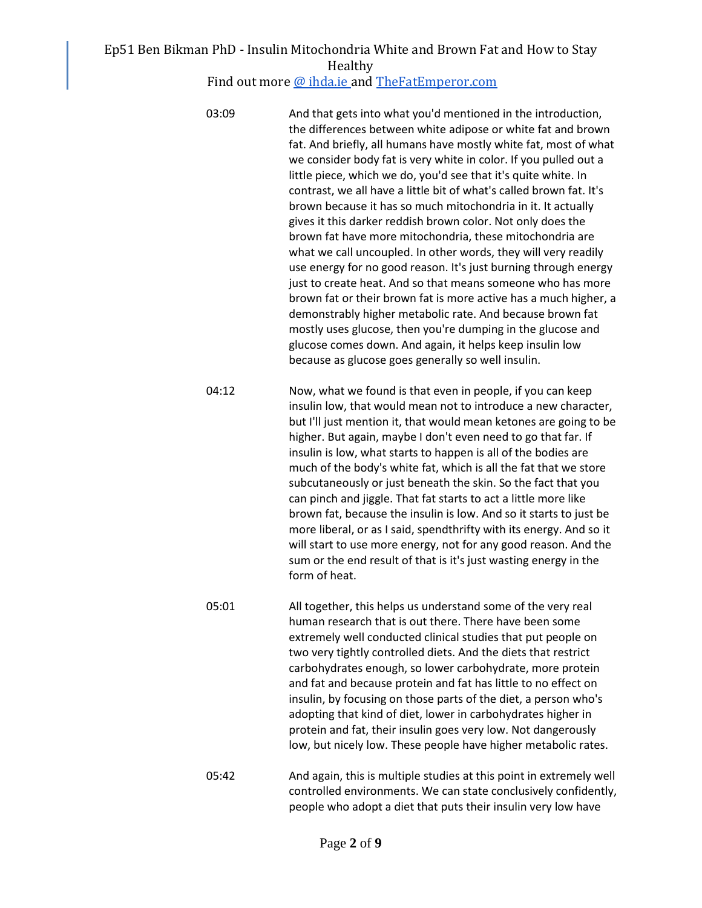03:09 And that gets into what you'd mentioned in the introduction, the differences between white adipose or white fat and brown fat. And briefly, all humans have mostly white fat, most of what we consider body fat is very white in color. If you pulled out a little piece, which we do, you'd see that it's quite white. In contrast, we all have a little bit of what's called brown fat. It's brown because it has so much mitochondria in it. It actually gives it this darker reddish brown color. Not only does the brown fat have more mitochondria, these mitochondria are what we call uncoupled. In other words, they will very readily use energy for no good reason. It's just burning through energy just to create heat. And so that means someone who has more brown fat or their brown fat is more active has a much higher, a demonstrably higher metabolic rate. And because brown fat mostly uses glucose, then you're dumping in the glucose and glucose comes down. And again, it helps keep insulin low because as glucose goes generally so well insulin.

04:12 Now, what we found is that even in people, if you can keep insulin low, that would mean not to introduce a new character, but I'll just mention it, that would mean ketones are going to be higher. But again, maybe I don't even need to go that far. If insulin is low, what starts to happen is all of the bodies are much of the body's white fat, which is all the fat that we store subcutaneously or just beneath the skin. So the fact that you can pinch and jiggle. That fat starts to act a little more like brown fat, because the insulin is low. And so it starts to just be more liberal, or as I said, spendthrifty with its energy. And so it will start to use more energy, not for any good reason. And the sum or the end result of that is it's just wasting energy in the form of heat.

05:01 All together, this helps us understand some of the very real human research that is out there. There have been some extremely well conducted clinical studies that put people on two very tightly controlled diets. And the diets that restrict carbohydrates enough, so lower carbohydrate, more protein and fat and because protein and fat has little to no effect on insulin, by focusing on those parts of the diet, a person who's adopting that kind of diet, lower in carbohydrates higher in protein and fat, their insulin goes very low. Not dangerously low, but nicely low. These people have higher metabolic rates.

05:42 And again, this is multiple studies at this point in extremely well controlled environments. We can state conclusively confidently, people who adopt a diet that puts their insulin very low have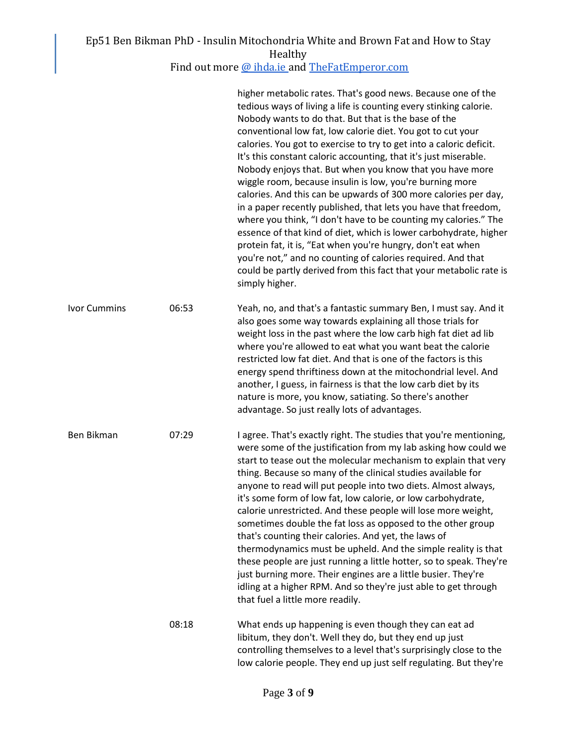higher metabolic rates. That's good news. Because one of the tedious ways of living a life is counting every stinking calorie. Nobody wants to do that. But that is the base of the conventional low fat, low calorie diet. You got to cut your calories. You got to exercise to try to get into a caloric deficit. It's this constant caloric accounting, that it's just miserable. Nobody enjoys that. But when you know that you have more wiggle room, because insulin is low, you're burning more calories. And this can be upwards of 300 more calories per day, in a paper recently published, that lets you have that freedom, where you think, "I don't have to be counting my calories." The essence of that kind of diet, which is lower carbohydrate, higher protein fat, it is, "Eat when you're hungry, don't eat when you're not," and no counting of calories required. And that could be partly derived from this fact that your metabolic rate is simply higher.

| | | |
|---|---|---|
| Ivor Cummins | 06:53 | Yeah, no, and that's a fantastic summary Ben, I must say. And it also goes some way towards explaining all those trials for weight loss in the past where the low carb high fat diet ad lib where you're allowed to eat what you want beat the calorie restricted low fat diet. And that is one of the factors is this energy spend thriftiness down at the mitochondrial level. And another, I guess, in fairness is that the low carb diet by its nature is more, you know, satiating. So there's another advantage. So just really lots of advantages. |
| Ben Bikman | 07:29 | I agree. That's exactly right. The studies that you're mentioning, were some of the justification from my lab asking how could we start to tease out the molecular mechanism to explain that very thing. Because so many of the clinical studies available for anyone to read will put people into two diets. Almost always, it's some form of low fat, low calorie, or low carbohydrate, calorie unrestricted. And these people will lose more weight, sometimes double the fat loss as opposed to the other group that's counting their calories. And yet, the laws of thermodynamics must be upheld. And the simple reality is that these people are just running a little hotter, so to speak. They're just burning more. Their engines are a little busier. They're idling at a higher RPM. And so they're just able to get through that fuel a little more readily. |
| | 08:18 | What ends up happening is even though they can eat ad libitum, they don't. Well they do, but they end up just controlling themselves to a level that's surprisingly close to the low calorie people. They end up just self regulating. But they're |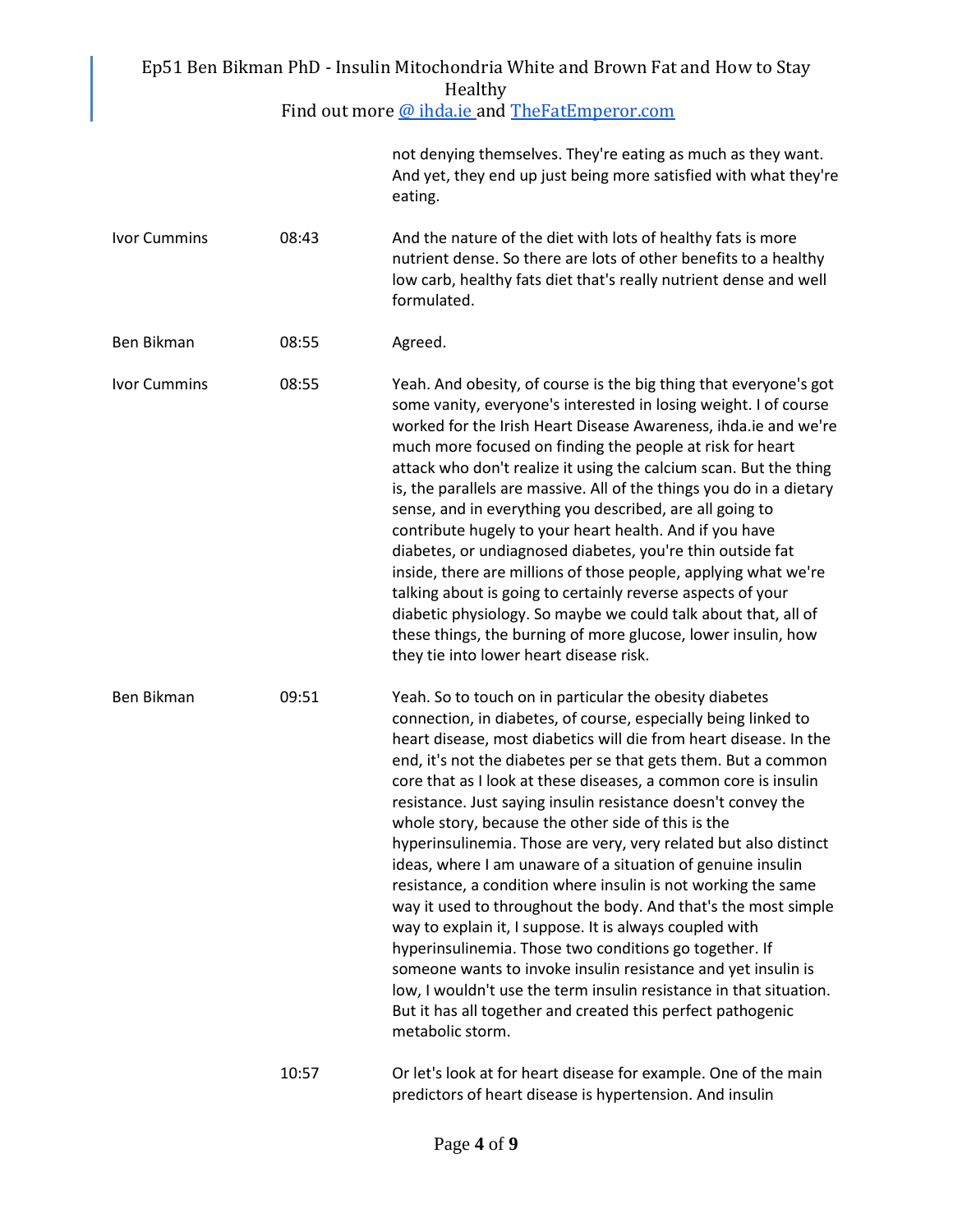| | | |
|---|---|---|
| | | not denying themselves. They're eating as much as they want. And yet, they end up just being more satisfied with what they're eating. |
| Ivor Cummins | 08:43 | And the nature of the diet with lots of healthy fats is more nutrient dense. So there are lots of other benefits to a healthy low carb, healthy fats diet that's really nutrient dense and well formulated. |
| Ben Bikman | 08:55 | Agreed. |
| Ivor Cummins | 08:55 | Yeah. And obesity, of course is the big thing that everyone's got some vanity, everyone's interested in losing weight. I of course worked for the Irish Heart Disease Awareness, ihda.ie and we're much more focused on finding the people at risk for heart attack who don't realize it using the calcium scan. But the thing is, the parallels are massive. All of the things you do in a dietary sense, and in everything you described, are all going to contribute hugely to your heart health. And if you have diabetes, or undiagnosed diabetes, you're thin outside fat inside, there are millions of those people, applying what we're talking about is going to certainly reverse aspects of your diabetic physiology. So maybe we could talk about that, all of these things, the burning of more glucose, lower insulin, how they tie into lower heart disease risk. |
| Ben Bikman | 09:51 | Yeah. So to touch on in particular the obesity diabetes connection, in diabetes, of course, especially being linked to heart disease, most diabetics will die from heart disease. In the end, it's not the diabetes per se that gets them. But a common core that as I look at these diseases, a common core is insulin resistance. Just saying insulin resistance doesn't convey the whole story, because the other side of this is the hyperinsulinemia. Those are very, very related but also distinct ideas, where I am unaware of a situation of genuine insulin resistance, a condition where insulin is not working the same way it used to throughout the body. And that's the most simple way to explain it, I suppose. It is always coupled with hyperinsulinemia. Those two conditions go together. If someone wants to invoke insulin resistance and yet insulin is low, I wouldn't use the term insulin resistance in that situation. But it has all together and created this perfect pathogenic metabolic storm. |
| | 10:57 | Or let's look at for heart disease for example. One of the main predictors of heart disease is hypertension. And insulin |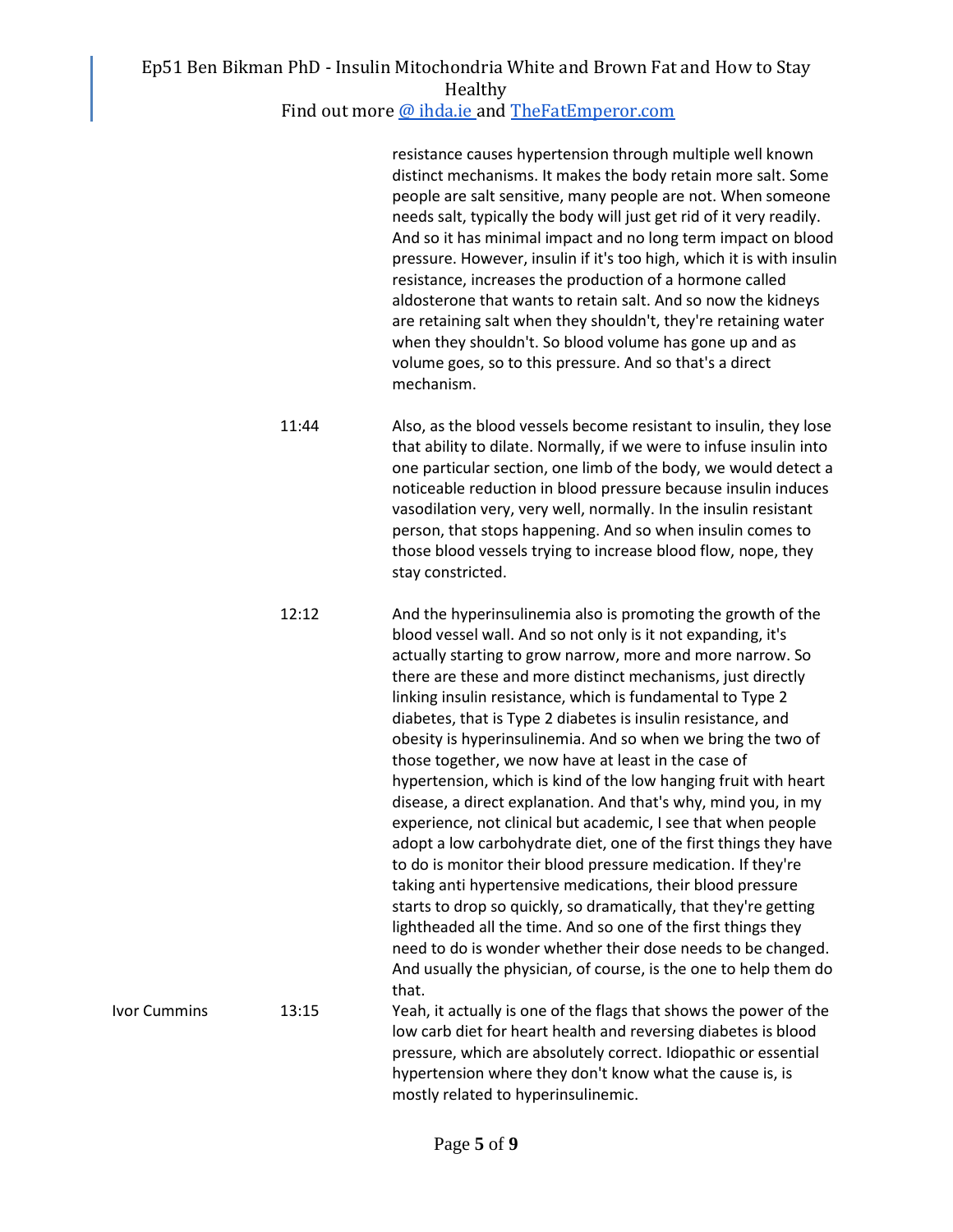resistance causes hypertension through multiple well known distinct mechanisms. It makes the body retain more salt. Some people are salt sensitive, many people are not. When someone needs salt, typically the body will just get rid of it very readily. And so it has minimal impact and no long term impact on blood pressure. However, insulin if it's too high, which it is with insulin resistance, increases the production of a hormone called aldosterone that wants to retain salt. And so now the kidneys are retaining salt when they shouldn't, they're retaining water when they shouldn't. So blood volume has gone up and as volume goes, so to this pressure. And so that's a direct mechanism.

11:44 Also, as the blood vessels become resistant to insulin, they lose that ability to dilate. Normally, if we were to infuse insulin into one particular section, one limb of the body, we would detect a noticeable reduction in blood pressure because insulin induces vasodilation very, very well, normally. In the insulin resistant person, that stops happening. And so when insulin comes to those blood vessels trying to increase blood flow, nope, they stay constricted.

12:12 And the hyperinsulinemia also is promoting the growth of the blood vessel wall. And so not only is it not expanding, it's actually starting to grow narrow, more and more narrow. So there are these and more distinct mechanisms, just directly linking insulin resistance, which is fundamental to Type 2 diabetes, that is Type 2 diabetes is insulin resistance, and obesity is hyperinsulinemia. And so when we bring the two of those together, we now have at least in the case of hypertension, which is kind of the low hanging fruit with heart disease, a direct explanation. And that's why, mind you, in my experience, not clinical but academic, I see that when people adopt a low carbohydrate diet, one of the first things they have to do is monitor their blood pressure medication. If they're taking anti hypertensive medications, their blood pressure starts to drop so quickly, so dramatically, that they're getting lightheaded all the time. And so one of the first things they need to do is wonder whether their dose needs to be changed. And usually the physician, of course, is the one to help them do that.

Ivor Cummins 13:15 Yeah, it actually is one of the flags that shows the power of the low carb diet for heart health and reversing diabetes is blood pressure, which are absolutely correct. Idiopathic or essential hypertension where they don't know what the cause is, is mostly related to hyperinsulinemic.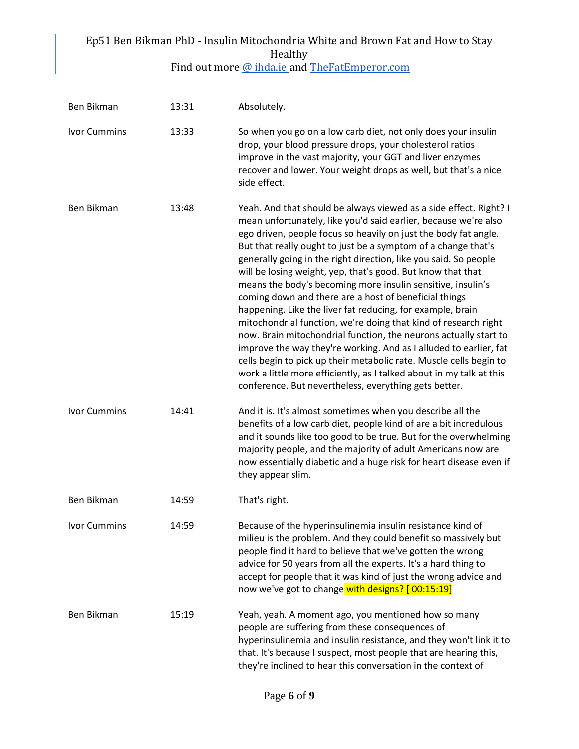| | | |
|---|---|---|
| Ben Bikman | 13:31 | Absolutely. |
| Ivor Cummins | 13:33 | So when you go on a low carb diet, not only does your insulin drop, your blood pressure drops, your cholesterol ratios improve in the vast majority, your GGT and liver enzymes recover and lower. Your weight drops as well, but that's a nice side effect. |
| Ben Bikman | 13:48 | Yeah. And that should be always viewed as a side effect. Right? I mean unfortunately, like you'd said earlier, because we're also ego driven, people focus so heavily on just the body fat angle. But that really ought to just be a symptom of a change that's generally going in the right direction, like you said. So people will be losing weight, yep, that's good. But know that that means the body's becoming more insulin sensitive, insulin's coming down and there are a host of beneficial things happening. Like the liver fat reducing, for example, brain mitochondrial function, we're doing that kind of research right now. Brain mitochondrial function, the neurons actually start to improve the way they're working. And as I alluded to earlier, fat cells begin to pick up their metabolic rate. Muscle cells begin to work a little more efficiently, as I talked about in my talk at this conference. But nevertheless, everything gets better. |
| Ivor Cummins | 14:41 | And it is. It's almost sometimes when you describe all the benefits of a low carb diet, people kind of are a bit incredulous and it sounds like too good to be true. But for the overwhelming majority people, and the majority of adult Americans now are now essentially diabetic and a huge risk for heart disease even if they appear slim. |
| Ben Bikman | 14:59 | That's right. |
| Ivor Cummins | 14:59 | Because of the hyperinsulinemia insulin resistance kind of milieu is the problem. And they could benefit so massively but people find it hard to believe that we've gotten the wrong advice for 50 years from all the experts. It's a hard thing to accept for people that it was kind of just the wrong advice and now we've got to change with designs? [ 00:15:19] |
| Ben Bikman | 15:19 | Yeah, yeah. A moment ago, you mentioned how so many people are suffering from these consequences of hyperinsulinemia and insulin resistance, and they won't link it to that. It's because I suspect, most people that are hearing this, they're inclined to hear this conversation in the context of |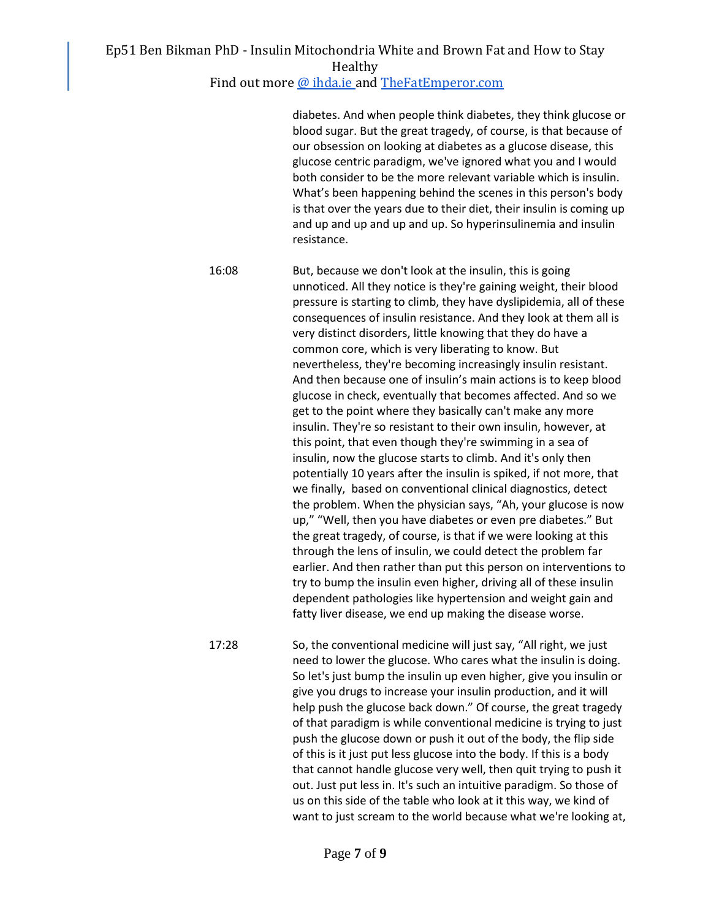diabetes. And when people think diabetes, they think glucose or blood sugar. But the great tragedy, of course, is that because of our obsession on looking at diabetes as a glucose disease, this glucose centric paradigm, we've ignored what you and I would both consider to be the more relevant variable which is insulin. What's been happening behind the scenes in this person's body is that over the years due to their diet, their insulin is coming up and up and up and up and up. So hyperinsulinemia and insulin resistance.

16:08 But, because we don't look at the insulin, this is going unnoticed. All they notice is they're gaining weight, their blood pressure is starting to climb, they have dyslipidemia, all of these consequences of insulin resistance. And they look at them all is very distinct disorders, little knowing that they do have a common core, which is very liberating to know. But nevertheless, they're becoming increasingly insulin resistant. And then because one of insulin's main actions is to keep blood glucose in check, eventually that becomes affected. And so we get to the point where they basically can't make any more insulin. They're so resistant to their own insulin, however, at this point, that even though they're swimming in a sea of insulin, now the glucose starts to climb. And it's only then potentially 10 years after the insulin is spiked, if not more, that we finally, based on conventional clinical diagnostics, detect the problem. When the physician says, "Ah, your glucose is now up," "Well, then you have diabetes or even pre diabetes." But the great tragedy, of course, is that if we were looking at this through the lens of insulin, we could detect the problem far earlier. And then rather than put this person on interventions to try to bump the insulin even higher, driving all of these insulin dependent pathologies like hypertension and weight gain and fatty liver disease, we end up making the disease worse.

17:28 So, the conventional medicine will just say, "All right, we just need to lower the glucose. Who cares what the insulin is doing. So let's just bump the insulin up even higher, give you insulin or give you drugs to increase your insulin production, and it will help push the glucose back down." Of course, the great tragedy of that paradigm is while conventional medicine is trying to just push the glucose down or push it out of the body, the flip side of this is it just put less glucose into the body. If this is a body that cannot handle glucose very well, then quit trying to push it out. Just put less in. It's such an intuitive paradigm. So those of us on this side of the table who look at it this way, we kind of want to just scream to the world because what we're looking at,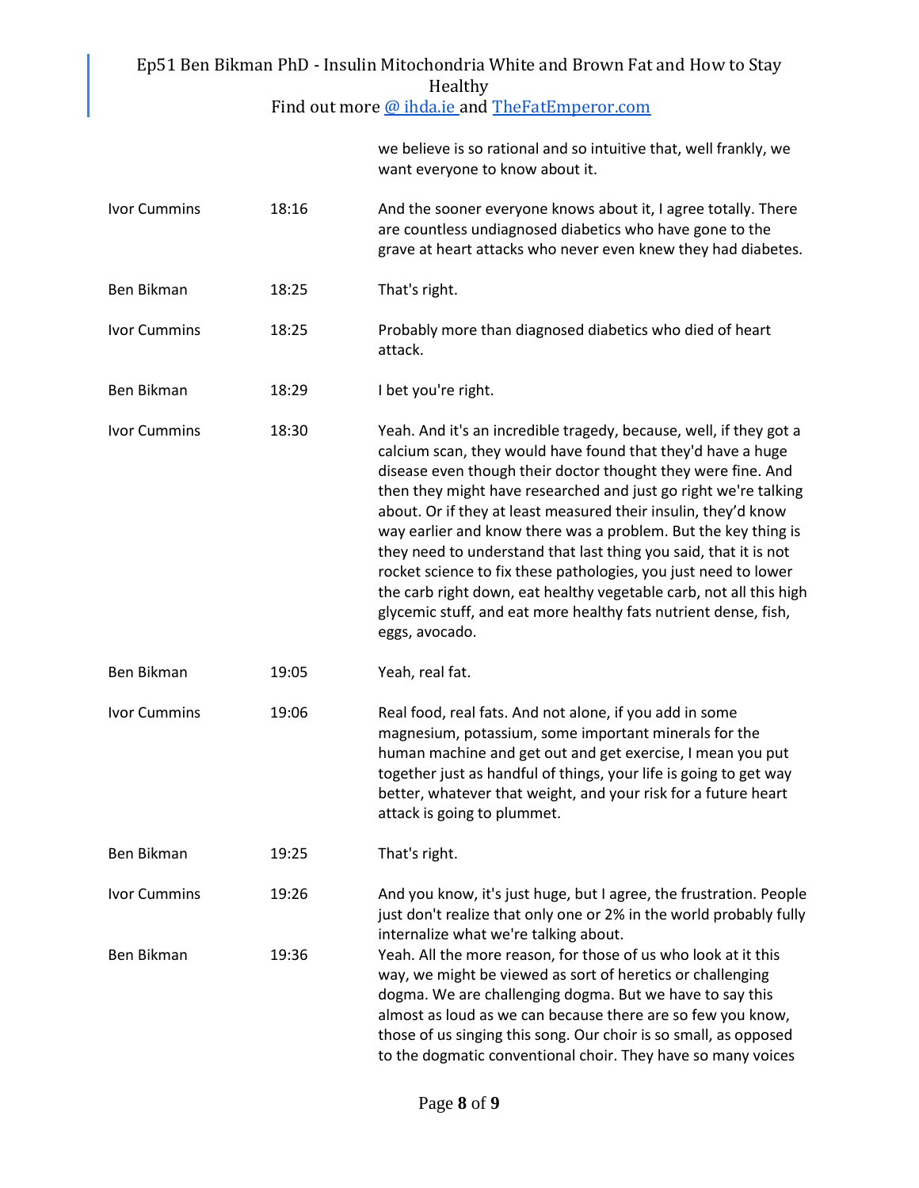| | | we believe is so rational and so intuitive that, well frankly, we want everyone to know about it. |
|---|---|---|
| Ivor Cummins | 18:16 | And the sooner everyone knows about it, I agree totally. There are countless undiagnosed diabetics who have gone to the grave at heart attacks who never even knew they had diabetes. |
| Ben Bikman | 18:25 | That's right. |
| Ivor Cummins | 18:25 | Probably more than diagnosed diabetics who died of heart attack. |
| Ben Bikman | 18:29 | I bet you're right. |
| Ivor Cummins | 18:30 | Yeah. And it's an incredible tragedy, because, well, if they got a calcium scan, they would have found that they'd have a huge disease even though their doctor thought they were fine. And then they might have researched and just go right we're talking about. Or if they at least measured their insulin, they'd know way earlier and know there was a problem. But the key thing is they need to understand that last thing you said, that it is not rocket science to fix these pathologies, you just need to lower the carb right down, eat healthy vegetable carb, not all this high glycemic stuff, and eat more healthy fats nutrient dense, fish, eggs, avocado. |
| Ben Bikman | 19:05 | Yeah, real fat. |
| Ivor Cummins | 19:06 | Real food, real fats. And not alone, if you add in some magnesium, potassium, some important minerals for the human machine and get out and get exercise, I mean you put together just as handful of things, your life is going to get way better, whatever that weight, and your risk for a future heart attack is going to plummet. |
| Ben Bikman | 19:25 | That's right. |
| Ivor Cummins | 19:26 | And you know, it's just huge, but I agree, the frustration. People just don't realize that only one or 2% in the world probably fully internalize what we're talking about. |
| Ben Bikman | 19:36 | Yeah. All the more reason, for those of us who look at it this way, we might be viewed as sort of heretics or challenging dogma. We are challenging dogma. But we have to say this almost as loud as we can because there are so few you know, those of us singing this song. Our choir is so small, as opposed to the dogmatic conventional choir. They have so many voices |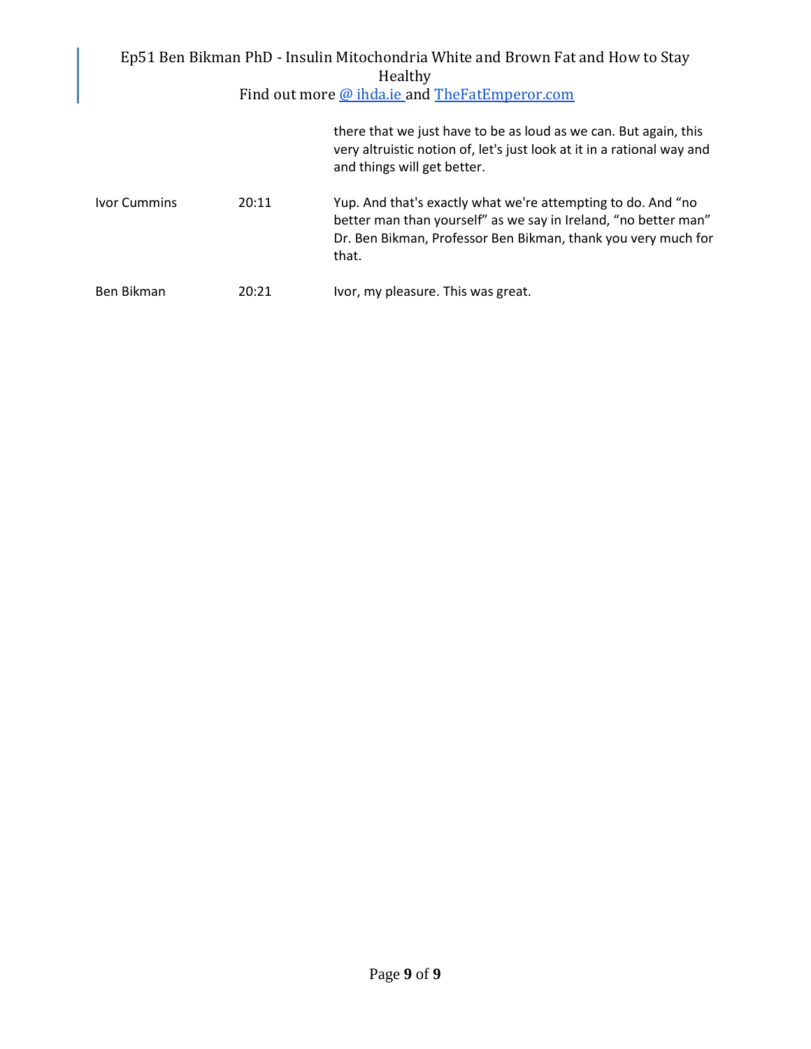| | | |
|---|---|---|
| | | there that we just have to be as loud as we can. But again, this very altruistic notion of, let's just look at it in a rational way and and things will get better. |
| Ivor Cummins | 20:11 | Yup. And that's exactly what we're attempting to do. And "no better man than yourself" as we say in Ireland, "no better man" Dr. Ben Bikman, Professor Ben Bikman, thank you very much for that. |
| Ben Bikman | 20:21 | Ivor, my pleasure. This was great. |